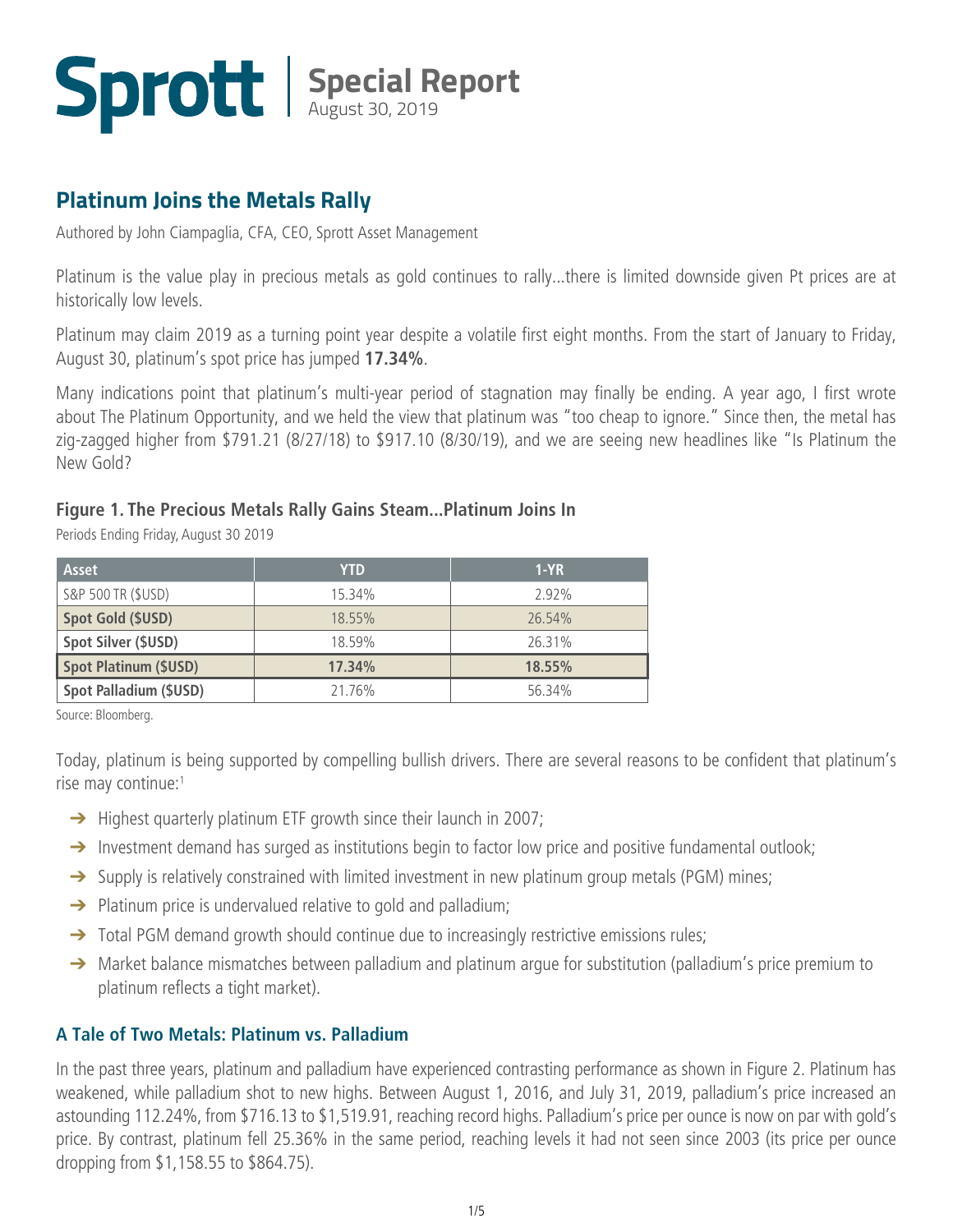# Sprott | Special Report

August 30, 2019

## Platinum Joins the Metals Rally

Authored by John Ciampaglia, CFA, CEO, Sprott Asset Management

Platinum is the value play in precious metals as gold continues to rally...there is limited downside given Pt prices are at historically low levels.

Platinum may claim 2019 as a turning point year despite a volatile first eight months. From the start of January to Friday, August 30, platinum's spot price has jumped **17.34%**.

Many indications point that platinum's multi-year period of stagnation may finally be ending. A year ago, I first wrote about The Platinum Opportunity, and we held the view that platinum was "too cheap to ignore." Since then, the metal has zig-zagged higher from $791.21 (8/27/18) to $917.10 (8/30/19), and we are seeing new headlines like "Is Platinum the New Gold?

### Figure 1. The Precious Metals Rally Gains Steam...Platinum Joins In

Periods Ending Friday, August 30 2019

| Asset | YTD | 1-YR |
|---|---|---|
| S&P 500 TR ($USD) | 15.34% | 2.92% |
| **Spot Gold ($USD)** | 18.55% | 26.54% |
| **Spot Silver ($USD)** | 18.59% | 26.31% |
| **Spot Platinum ($USD)** | **17.34%** | **18.55%** |
| **Spot Palladium ($USD)** | 21.76% | 56.34% |

Source: Bloomberg.

Today, platinum is being supported by compelling bullish drivers. There are several reasons to be confident that platinum's rise may continue:[1]

- Highest quarterly platinum ETF growth since their launch in 2007;
- Investment demand has surged as institutions begin to factor low price and positive fundamental outlook;
- Supply is relatively constrained with limited investment in new platinum group metals (PGM) mines;
- Platinum price is undervalued relative to gold and palladium;
- Total PGM demand growth should continue due to increasingly restrictive emissions rules;
- Market balance mismatches between palladium and platinum argue for substitution (palladium's price premium to platinum reflects a tight market).

### A Tale of Two Metals: Platinum vs. Palladium

In the past three years, platinum and palladium have experienced contrasting performance as shown in Figure 2. Platinum has weakened, while palladium shot to new highs. Between August 1, 2016, and July 31, 2019, palladium's price increased an astounding 112.24%, from $716.13 to $1,519.91, reaching record highs. Palladium's price per ounce is now on par with gold's price. By contrast, platinum fell 25.36% in the same period, reaching levels it had not seen since 2003 (its price per ounce dropping from $1,158.55 to $864.75).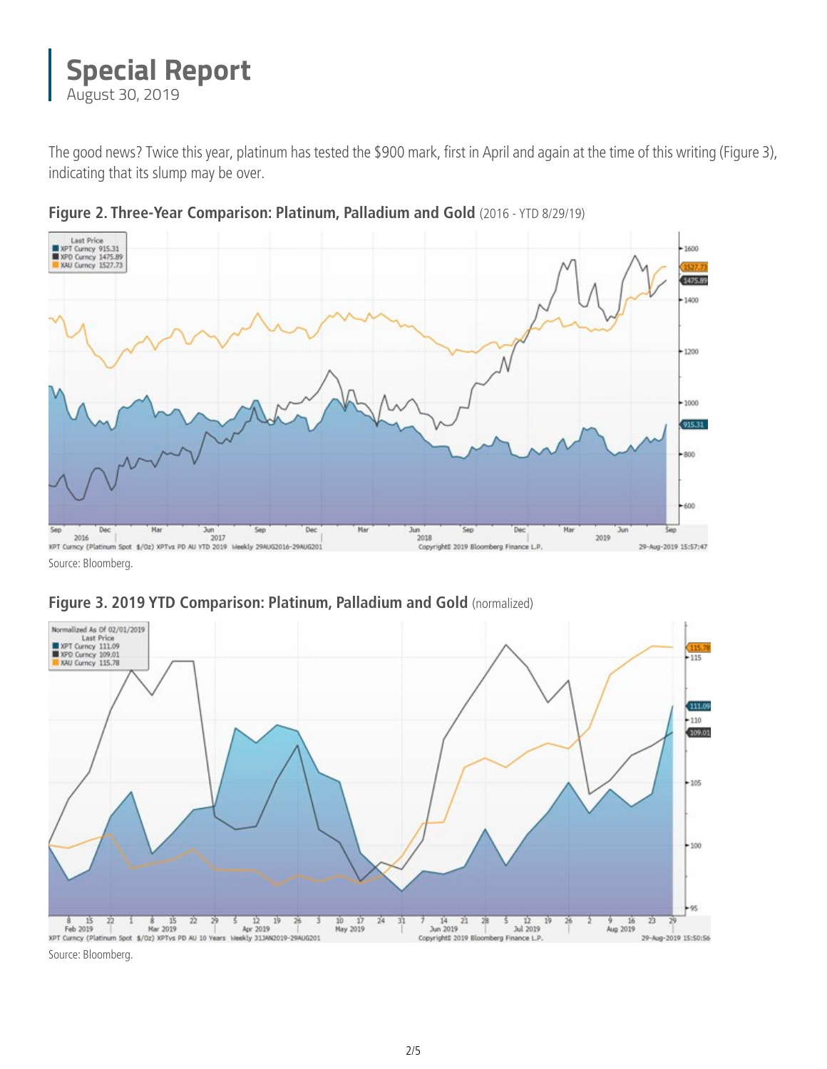The good news? Twice this year, platinum has tested the $900 mark, first in April and again at the time of this writing (Figure 3), indicating that its slump may be over.

**Figure 2. Three-Year Comparison: Platinum, Palladium and Gold** (2016 - YTD 8/29/19)

Source: Bloomberg.

**Figure 3. 2019 YTD Comparison: Platinum, Palladium and Gold** (normalized)

Source: Bloomberg.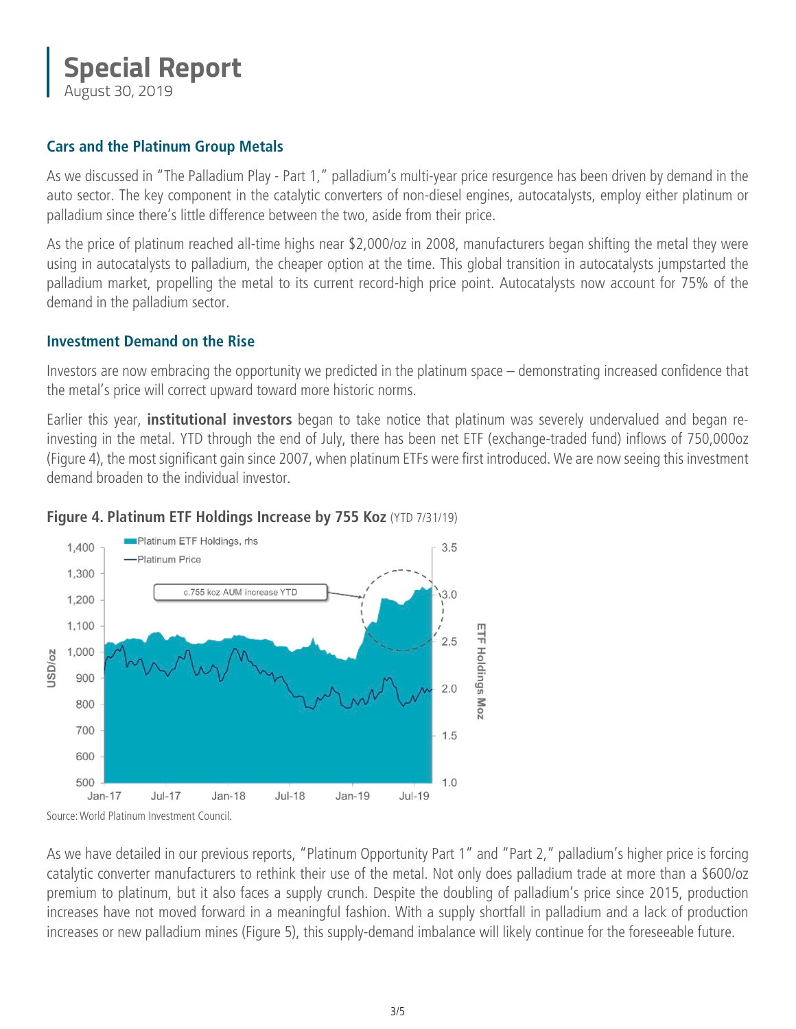## Cars and the Platinum Group Metals

As we discussed in "The Palladium Play - Part 1," palladium's multi-year price resurgence has been driven by demand in the auto sector. The key component in the catalytic converters of non-diesel engines, autocatalysts, employ either platinum or palladium since there's little difference between the two, aside from their price.

As the price of platinum reached all-time highs near $2,000/oz in 2008, manufacturers began shifting the metal they were using in autocatalysts to palladium, the cheaper option at the time. This global transition in autocatalysts jumpstarted the palladium market, propelling the metal to its current record-high price point. Autocatalysts now account for 75% of the demand in the palladium sector.

## Investment Demand on the Rise

Investors are now embracing the opportunity we predicted in the platinum space – demonstrating increased confidence that the metal's price will correct upward toward more historic norms.

Earlier this year, **institutional investors** began to take notice that platinum was severely undervalued and began re-investing in the metal. YTD through the end of July, there has been net ETF (exchange-traded fund) inflows of 750,000oz (Figure 4), the most significant gain since 2007, when platinum ETFs were first introduced. We are now seeing this investment demand broaden to the individual investor.

**Figure 4. Platinum ETF Holdings Increase by 755 Koz** (YTD 7/31/19)

Source: World Platinum Investment Council.

As we have detailed in our previous reports, "Platinum Opportunity Part 1" and "Part 2," palladium's higher price is forcing catalytic converter manufacturers to rethink their use of the metal. Not only does palladium trade at more than a $600/oz premium to platinum, but it also faces a supply crunch. Despite the doubling of palladium's price since 2015, production increases have not moved forward in a meaningful fashion. With a supply shortfall in palladium and a lack of production increases or new palladium mines (Figure 5), this supply-demand imbalance will likely continue for the foreseeable future.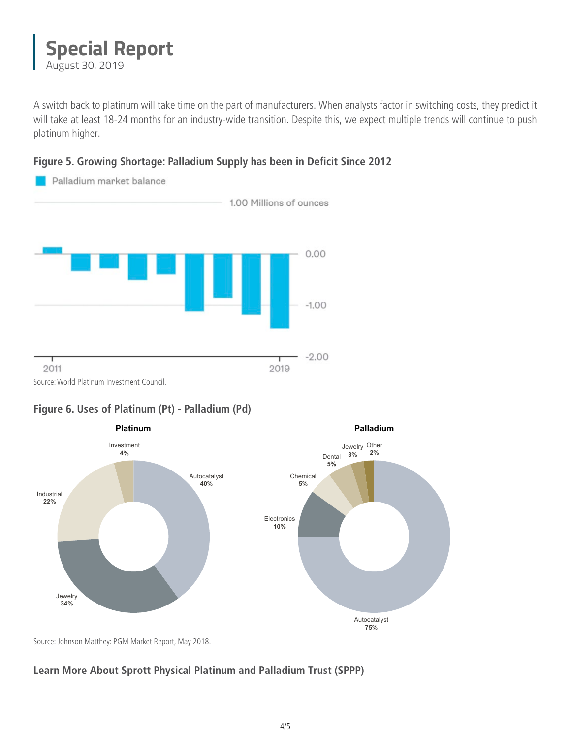A switch back to platinum will take time on the part of manufacturers. When analysts factor in switching costs, they predict it will take at least 18-24 months for an industry-wide transition. Despite this, we expect multiple trends will continue to push platinum higher.

**Figure 5. Growing Shortage: Palladium Supply has been in Deficit Since 2012**

Source: World Platinum Investment Council.

**Figure 6. Uses of Platinum (Pt) - Palladium (Pd)**

Source: Johnson Matthey: PGM Market Report, May 2018.

**Learn More About Sprott Physical Platinum and Palladium Trust (SPPP)**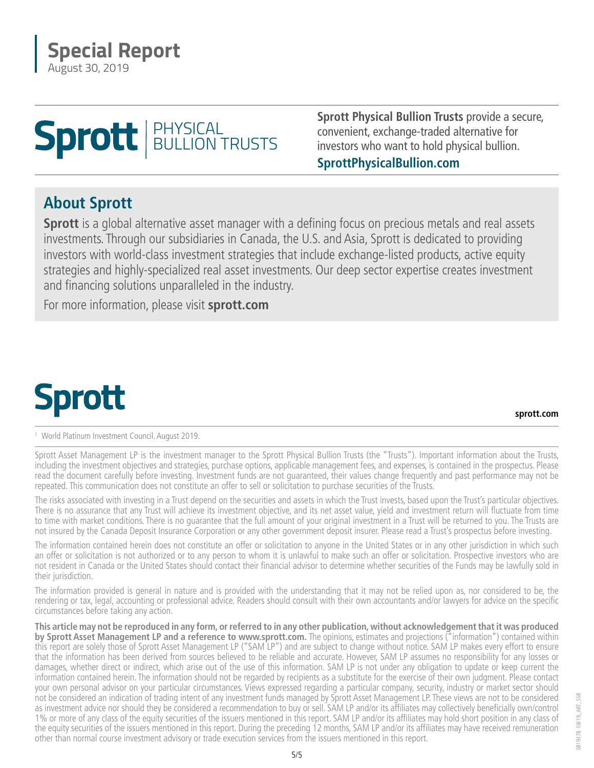**Special Report**
August 30, 2019

Sprott | PHYSICAL BULLION TRUSTS

**Sprott Physical Bullion Trusts** provide a secure, convenient, exchange-traded alternative for investors who want to hold physical bullion.

**SprottPhysicalBullion.com**

## About Sprott

**Sprott** is a global alternative asset manager with a defining focus on precious metals and real assets investments. Through our subsidiaries in Canada, the U.S. and Asia, Sprott is dedicated to providing investors with world-class investment strategies that include exchange-listed products, active equity strategies and highly-specialized real asset investments. Our deep sector expertise creates investment and financing solutions unparalleled in the industry.

For more information, please visit **sprott.com**

Sprott

**sprott.com**

[1] World Platinum Investment Council. August 2019.

Sprott Asset Management LP is the investment manager to the Sprott Physical Bullion Trusts (the "Trusts"). Important information about the Trusts, including the investment objectives and strategies, purchase options, applicable management fees, and expenses, is contained in the prospectus. Please read the document carefully before investing. Investment funds are not guaranteed, their values change frequently and past performance may not be repeated. This communication does not constitute an offer to sell or solicitation to purchase securities of the Trusts.

The risks associated with investing in a Trust depend on the securities and assets in which the Trust invests, based upon the Trust's particular objectives. There is no assurance that any Trust will achieve its investment objective, and its net asset value, yield and investment return will fluctuate from time to time with market conditions. There is no guarantee that the full amount of your original investment in a Trust will be returned to you. The Trusts are not insured by the Canada Deposit Insurance Corporation or any other government deposit insurer. Please read a Trust's prospectus before investing.

The information contained herein does not constitute an offer or solicitation to anyone in the United States or in any other jurisdiction in which such an offer or solicitation is not authorized or to any person to whom it is unlawful to make such an offer or solicitation. Prospective investors who are not resident in Canada or the United States should contact their financial advisor to determine whether securities of the Funds may be lawfully sold in their jurisdiction.

The information provided is general in nature and is provided with the understanding that it may not be relied upon as, nor considered to be, the rendering or tax, legal, accounting or professional advice. Readers should consult with their own accountants and/or lawyers for advice on the specific circumstances before taking any action.

**This article may not be reproduced in any form, or referred to in any other publication, without acknowledgement that it was produced by Sprott Asset Management LP and a reference to www.sprott.com.** The opinions, estimates and projections ("information") contained within this report are solely those of Sprott Asset Management LP ("SAM LP") and are subject to change without notice. SAM LP makes every effort to ensure that the information has been derived from sources believed to be reliable and accurate. However, SAM LP assumes no responsibility for any losses or damages, whether direct or indirect, which arise out of the use of this information. SAM LP is not under any obligation to update or keep current the information contained herein. The information should not be regarded by recipients as a substitute for the exercise of their own judgment. Please contact your own personal advisor on your particular circumstances. Views expressed regarding a particular company, security, industry or market sector should not be considered an indication of trading intent of any investment funds managed by Sprott Asset Management LP. These views are not to be considered as investment advice nor should they be considered a recommendation to buy or sell. SAM LP and/or its affiliates may collectively beneficially own/control 1% or more of any class of the equity securities of the issuers mentioned in this report. SAM LP and/or its affiliates may hold short position in any class of the equity securities of the issuers mentioned in this report. During the preceding 12 months, SAM LP and/or its affiliates may have received remuneration other than normal course investment advisory or trade execution services from the issuers mentioned in this report.

0819378 08/19_ART_SSR